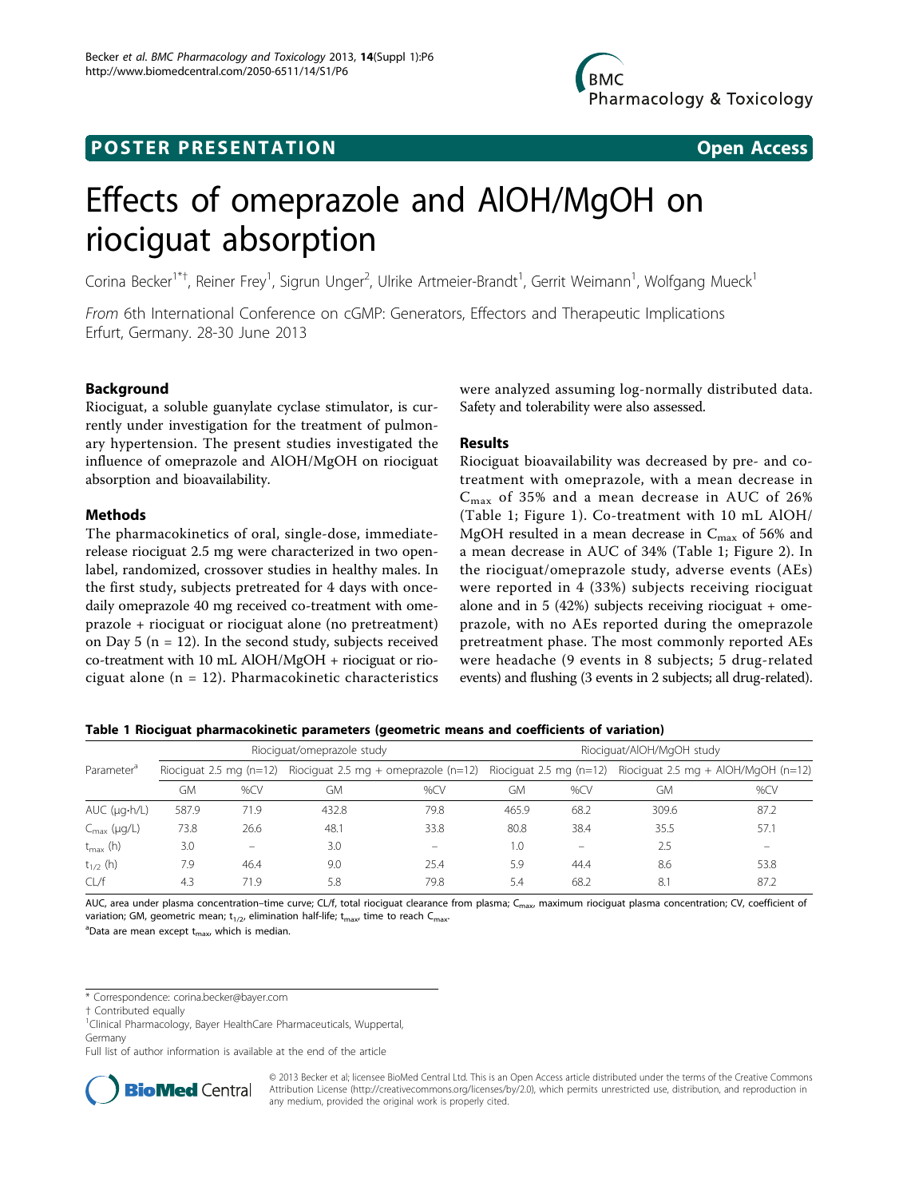**POSTER PRESENTATION** **Open Access**

# Effects of omeprazole and AlOH/MgOH on riociguat absorption

Corina Becker[1*†], Reiner Frey[1], Sigrun Unger[2], Ulrike Artmeier-Brandt[1], Gerrit Weimann[1], Wolfgang Mueck[1]

*From* 6th International Conference on cGMP: Generators, Effectors and Therapeutic Implications
Erfurt, Germany. 28-30 June 2013

## Background

Riociguat, a soluble guanylate cyclase stimulator, is currently under investigation for the treatment of pulmonary hypertension. The present studies investigated the influence of omeprazole and AlOH/MgOH on riociguat absorption and bioavailability.

## Methods

The pharmacokinetics of oral, single-dose, immediate-release riociguat 2.5 mg were characterized in two open-label, randomized, crossover studies in healthy males. In the first study, subjects pretreated for 4 days with once-daily omeprazole 40 mg received co-treatment with omeprazole + riociguat or riociguat alone (no pretreatment) on Day 5 (n = 12). In the second study, subjects received co-treatment with 10 mL AlOH/MgOH + riociguat or riociguat alone (n = 12). Pharmacokinetic characteristics were analyzed assuming log-normally distributed data. Safety and tolerability were also assessed.

## Results

Riociguat bioavailability was decreased by pre- and co-treatment with omeprazole, with a mean decrease in $C_{max}$ of 35% and a mean decrease in AUC of 26% (Table 1; Figure 1). Co-treatment with 10 mL AlOH/MgOH resulted in a mean decrease in $C_{max}$ of 56% and a mean decrease in AUC of 34% (Table 1; Figure 2). In the riociguat/omeprazole study, adverse events (AEs) were reported in 4 (33%) subjects receiving riociguat alone and in 5 (42%) subjects receiving riociguat + omeprazole, with no AEs reported during the omeprazole pretreatment phase. The most commonly reported AEs were headache (9 events in 8 subjects; 5 drug-related events) and flushing (3 events in 2 subjects; all drug-related).

**Table 1 Riociguat pharmacokinetic parameters (geometric means and coefficients of variation)**

| Parameter[a] | Riociguat/omeprazole study | | | | Riociguat/AlOH/MgOH study | | | |
|---|---|---|---|---|---|---|---|---|
| | Riociguat 2.5 mg (n=12) | | Riociguat 2.5 mg + omeprazole (n=12) | | Riociguat 2.5 mg (n=12) | | Riociguat 2.5 mg + AlOH/MgOH (n=12) | |
| | GM | %CV | GM | %CV | GM | %CV | GM | %CV |
| AUC (µg·h/L) | 587.9 | 71.9 | 432.8 | 79.8 | 465.9 | 68.2 | 309.6 | 87.2 |
| $C_{max}$ (µg/L) | 73.8 | 26.6 | 48.1 | 33.8 | 80.8 | 38.4 | 35.5 | 57.1 |
| $t_{max}$ (h) | 3.0 | – | 3.0 | – | 1.0 | – | 2.5 | – |
| $t_{1/2}$ (h) | 7.9 | 46.4 | 9.0 | 25.4 | 5.9 | 44.4 | 8.6 | 53.8 |
| CL/f | 4.3 | 71.9 | 5.8 | 79.8 | 5.4 | 68.2 | 8.1 | 87.2 |

AUC, area under plasma concentration–time curve; CL/f, total riociguat clearance from plasma; $C_{max}$, maximum riociguat plasma concentration; CV, coefficient of variation; GM, geometric mean; $t_{1/2}$, elimination half-life; $t_{max}$, time to reach $C_{max}$.
[a]Data are mean except $t_{max}$, which is median.

\* Correspondence: corina.becker@bayer.com
† Contributed equally
[1]Clinical Pharmacology, Bayer HealthCare Pharmaceuticals, Wuppertal, Germany
Full list of author information is available at the end of the article

© 2013 Becker et al; licensee BioMed Central Ltd. This is an Open Access article distributed under the terms of the Creative Commons Attribution License (http://creativecommons.org/licenses/by/2.0), which permits unrestricted use, distribution, and reproduction in any medium, provided the original work is properly cited.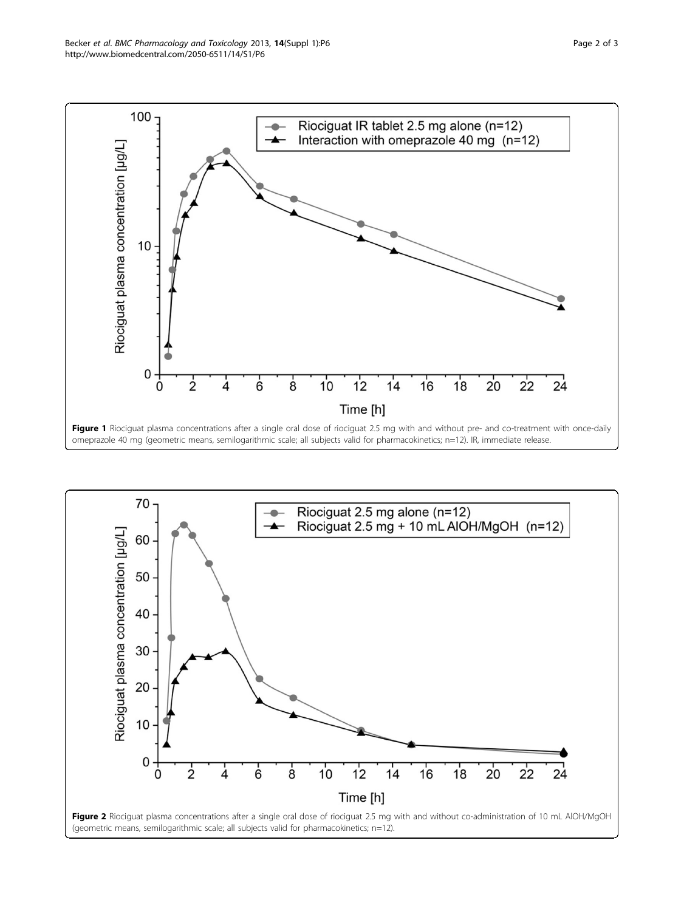**Figure 1** Riociguat plasma concentrations after a single oral dose of riociguat 2.5 mg with and without pre- and co-treatment with once-daily omeprazole 40 mg (geometric means, semilogarithmic scale; all subjects valid for pharmacokinetics; n=12). IR, immediate release.

**Figure 2** Riociguat plasma concentrations after a single oral dose of riociguat 2.5 mg with and without co-administration of 10 mL AlOH/MgOH (geometric means, semilogarithmic scale; all subjects valid for pharmacokinetics; n=12).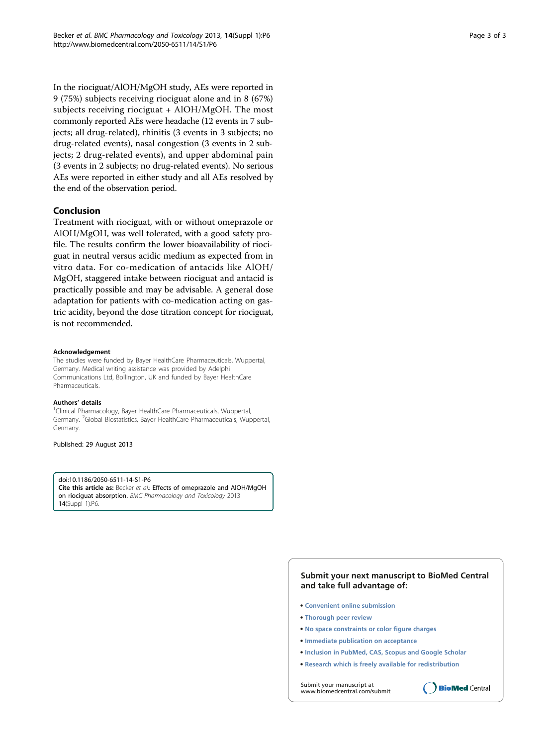In the riociguat/AlOH/MgOH study, AEs were reported in 9 (75%) subjects receiving riociguat alone and in 8 (67%) subjects receiving riociguat + AlOH/MgOH. The most commonly reported AEs were headache (12 events in 7 subjects; all drug-related), rhinitis (3 events in 3 subjects; no drug-related events), nasal congestion (3 events in 2 subjects; 2 drug-related events), and upper abdominal pain (3 events in 2 subjects; no drug-related events). No serious AEs were reported in either study and all AEs resolved by the end of the observation period.

## Conclusion

Treatment with riociguat, with or without omeprazole or AlOH/MgOH, was well tolerated, with a good safety profile. The results confirm the lower bioavailability of riociguat in neutral versus acidic medium as expected from in vitro data. For co-medication of antacids like AlOH/MgOH, staggered intake between riociguat and antacid is practically possible and may be advisable. A general dose adaptation for patients with co-medication acting on gastric acidity, beyond the dose titration concept for riociguat, is not recommended.

#### Acknowledgement

The studies were funded by Bayer HealthCare Pharmaceuticals, Wuppertal, Germany. Medical writing assistance was provided by Adelphi Communications Ltd, Bollington, UK and funded by Bayer HealthCare Pharmaceuticals.

#### Authors' details

[1]Clinical Pharmacology, Bayer HealthCare Pharmaceuticals, Wuppertal, Germany. [2]Global Biostatistics, Bayer HealthCare Pharmaceuticals, Wuppertal, Germany.

Published: 29 August 2013

doi:10.1186/2050-6511-14-S1-P6

**Cite this article as:** Becker *et al.*: **Effects of omeprazole and AlOH/MgOH on riociguat absorption.** *BMC Pharmacology and Toxicology* 2013 **14**(Suppl 1):P6.

**Submit your next manuscript to BioMed Central and take full advantage of:**

- **Convenient online submission**
- **Thorough peer review**
- **No space constraints or color figure charges**
- **Immediate publication on acceptance**
- **Inclusion in PubMed, CAS, Scopus and Google Scholar**
- **Research which is freely available for redistribution**

Submit your manuscript at www.biomedcentral.com/submit

BioMed Central